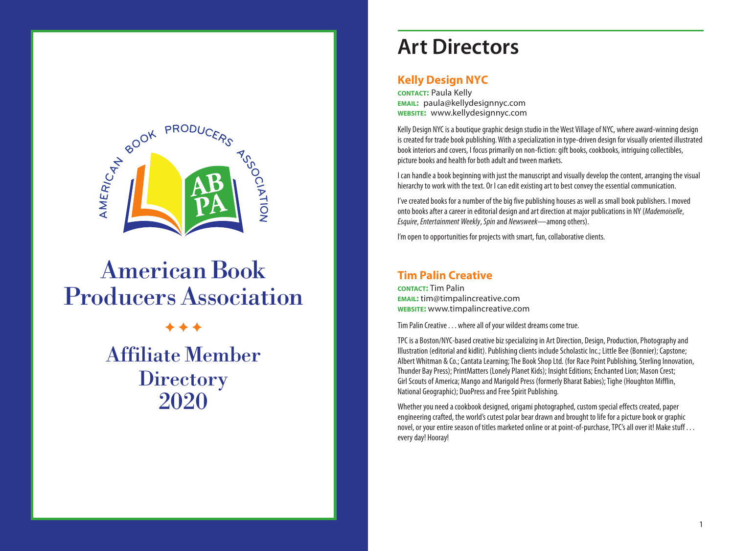AMERICAN BOOK PRODUCERS ASSOCIATION

# American Book Producers Association

✦ ✦ ✦

## Affiliate Member Directory 2020

# Art Directors

## Kelly Design NYC

**CONTACT:** Paula Kelly
**EMAIL:** paula@kellydesignnyc.com
**WEBSITE:** www.kellydesignnyc.com

Kelly Design NYC is a boutique graphic design studio in the West Village of NYC, where award-winning design is created for trade book publishing. With a specialization in type-driven design for visually oriented illustrated book interiors and covers, I focus primarily on non-fiction: gift books, cookbooks, intriguing collectibles, picture books and health for both adult and tween markets.

I can handle a book beginning with just the manuscript and visually develop the content, arranging the visual hierarchy to work with the text. Or I can edit existing art to best convey the essential communication.

I've created books for a number of the big five publishing houses as well as small book publishers. I moved onto books after a career in editorial design and art direction at major publications in NY (*Mademoiselle*, *Esquire*, *Entertainment Weekly*, *Spin* and *Newsweek*—among others).

I'm open to opportunities for projects with smart, fun, collaborative clients.

## Tim Palin Creative

**CONTACT:** Tim Palin
**EMAIL:** tim@timpalincreative.com
**WEBSITE:** www.timpalincreative.com

Tim Palin Creative . . . where all of your wildest dreams come true.

TPC is a Boston/NYC-based creative biz specializing in Art Direction, Design, Production, Photography and Illustration (editorial and kidlit). Publishing clients include Scholastic Inc.; Little Bee (Bonnier); Capstone; Albert Whitman & Co.; Cantata Learning; The Book Shop Ltd. (for Race Point Publishing, Sterling Innovation, Thunder Bay Press); PrintMatters (Lonely Planet Kids); Insight Editions; Enchanted Lion; Mason Crest; Girl Scouts of America; Mango and Marigold Press (formerly Bharat Babies); Tighe (Houghton Mifflin, National Geographic); DuoPress and Free Spirit Publishing.

Whether you need a cookbook designed, origami photographed, custom special effects created, paper engineering crafted, the world's cutest polar bear drawn and brought to life for a picture book or graphic novel, or your entire season of titles marketed online or at point-of-purchase, TPC's all over it! Make stuff . . . every day! Hooray!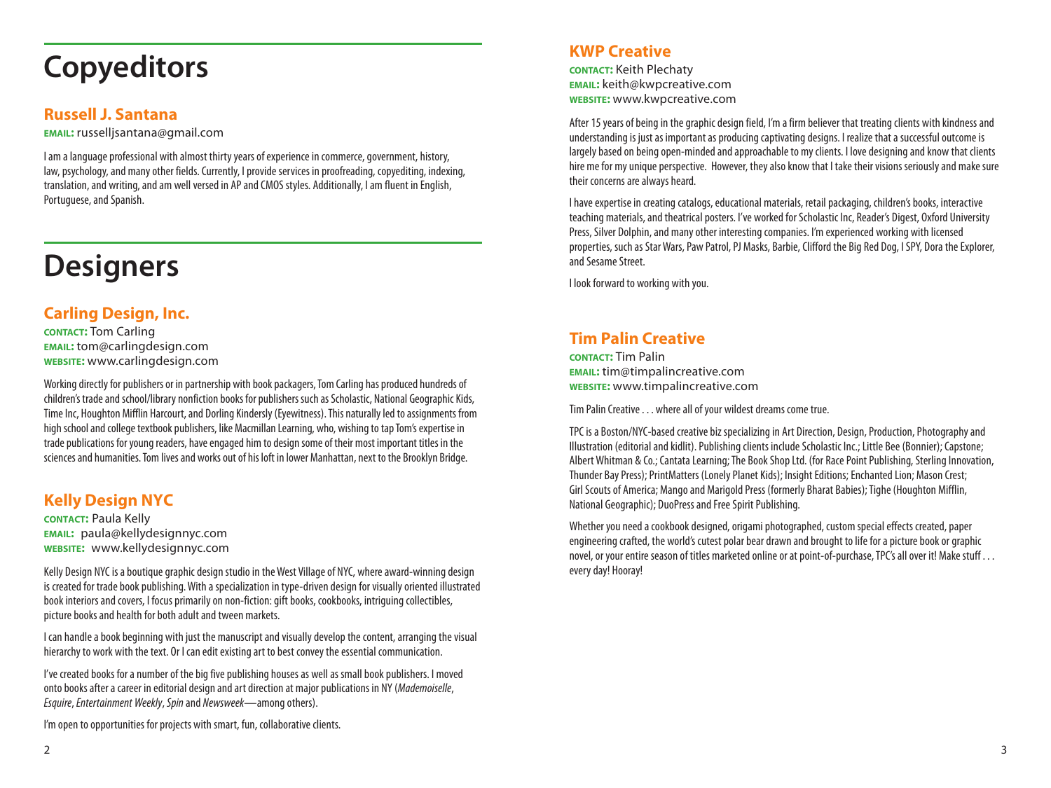# Copyeditors

## Russell J. Santana

**EMAIL:** russelljsantana@gmail.com

I am a language professional with almost thirty years of experience in commerce, government, history, law, psychology, and many other fields. Currently, I provide services in proofreading, copyediting, indexing, translation, and writing, and am well versed in AP and CMOS styles. Additionally, I am fluent in English, Portuguese, and Spanish.

# Designers

## Carling Design, Inc.

**CONTACT:** Tom Carling
**EMAIL:** tom@carlingdesign.com
**WEBSITE:** www.carlingdesign.com

Working directly for publishers or in partnership with book packagers, Tom Carling has produced hundreds of children's trade and school/library nonfiction books for publishers such as Scholastic, National Geographic Kids, Time Inc, Houghton Mifflin Harcourt, and Dorling Kindersly (Eyewitness). This naturally led to assignments from high school and college textbook publishers, like Macmillan Learning, who, wishing to tap Tom's expertise in trade publications for young readers, have engaged him to design some of their most important titles in the sciences and humanities. Tom lives and works out of his loft in lower Manhattan, next to the Brooklyn Bridge.

## Kelly Design NYC

**CONTACT:** Paula Kelly
**EMAIL:** paula@kellydesignnyc.com
**WEBSITE:** www.kellydesignnyc.com

Kelly Design NYC is a boutique graphic design studio in the West Village of NYC, where award-winning design is created for trade book publishing. With a specialization in type-driven design for visually oriented illustrated book interiors and covers, I focus primarily on non-fiction: gift books, cookbooks, intriguing collectibles, picture books and health for both adult and tween markets.

I can handle a book beginning with just the manuscript and visually develop the content, arranging the visual hierarchy to work with the text. Or I can edit existing art to best convey the essential communication.

I've created books for a number of the big five publishing houses as well as small book publishers. I moved onto books after a career in editorial design and art direction at major publications in NY (*Mademoiselle*, *Esquire*, *Entertainment Weekly*, *Spin* and *Newsweek*—among others).

I'm open to opportunities for projects with smart, fun, collaborative clients.

## KWP Creative

**CONTACT:** Keith Plechaty
**EMAIL:** keith@kwpcreative.com
**WEBSITE:** www.kwpcreative.com

After 15 years of being in the graphic design field, I'm a firm believer that treating clients with kindness and understanding is just as important as producing captivating designs. I realize that a successful outcome is largely based on being open-minded and approachable to my clients. I love designing and know that clients hire me for my unique perspective. However, they also know that I take their visions seriously and make sure their concerns are always heard.

I have expertise in creating catalogs, educational materials, retail packaging, children's books, interactive teaching materials, and theatrical posters. I've worked for Scholastic Inc, Reader's Digest, Oxford University Press, Silver Dolphin, and many other interesting companies. I'm experienced working with licensed properties, such as Star Wars, Paw Patrol, PJ Masks, Barbie, Clifford the Big Red Dog, I SPY, Dora the Explorer, and Sesame Street.

I look forward to working with you.

## Tim Palin Creative

**CONTACT:** Tim Palin
**EMAIL:** tim@timpalincreative.com
**WEBSITE:** www.timpalincreative.com

Tim Palin Creative . . . where all of your wildest dreams come true.

TPC is a Boston/NYC-based creative biz specializing in Art Direction, Design, Production, Photography and Illustration (editorial and kidlit). Publishing clients include Scholastic Inc.; Little Bee (Bonnier); Capstone; Albert Whitman & Co.; Cantata Learning; The Book Shop Ltd. (for Race Point Publishing, Sterling Innovation, Thunder Bay Press); PrintMatters (Lonely Planet Kids); Insight Editions; Enchanted Lion; Mason Crest; Girl Scouts of America; Mango and Marigold Press (formerly Bharat Babies); Tighe (Houghton Mifflin, National Geographic); DuoPress and Free Spirit Publishing.

Whether you need a cookbook designed, origami photographed, custom special effects created, paper engineering crafted, the world's cutest polar bear drawn and brought to life for a picture book or graphic novel, or your entire season of titles marketed online or at point-of-purchase, TPC's all over it! Make stuff . . . every day! Hooray!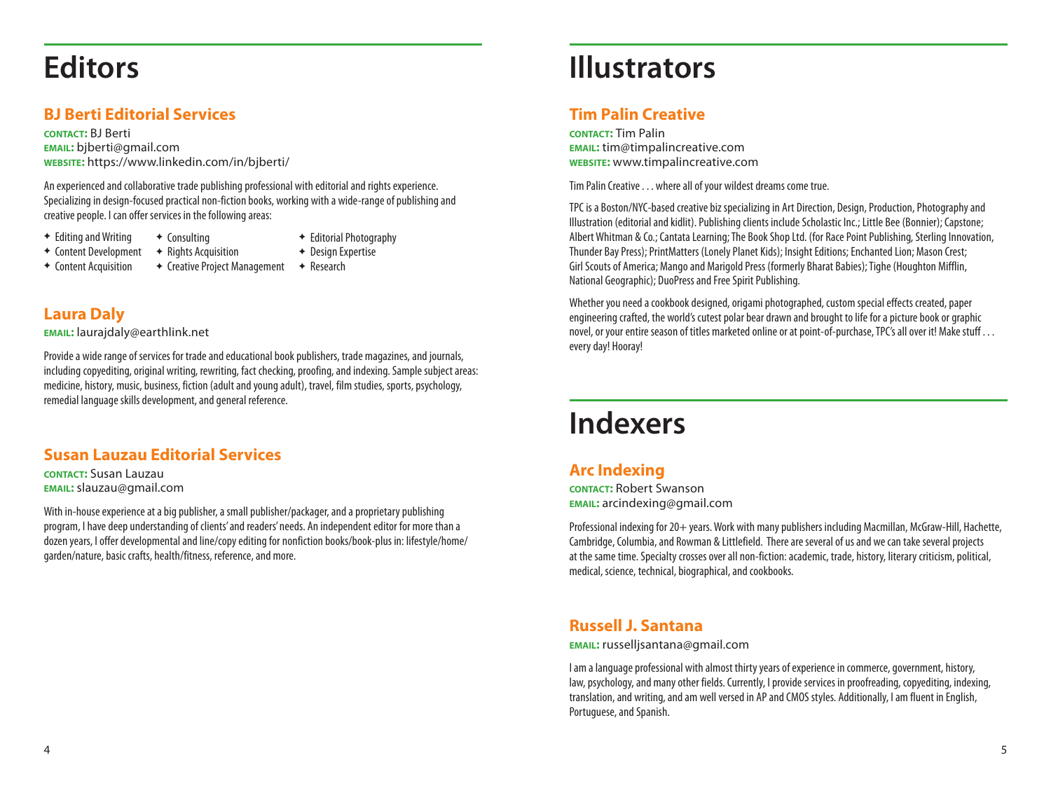# Editors

## BJ Berti Editorial Services

**CONTACT:** BJ Berti
**EMAIL:** bjberti@gmail.com
**WEBSITE:** https://www.linkedin.com/in/bjberti/

An experienced and collaborative trade publishing professional with editorial and rights experience. Specializing in design-focused practical non-fiction books, working with a wide-range of publishing and creative people. I can offer services in the following areas:

- Editing and Writing
- Content Development
- Content Acquisition
- Consulting
- Rights Acquisition
- Creative Project Management
- Editorial Photography
- Design Expertise
- Research

## Laura Daly

**EMAIL:** laurajdaly@earthlink.net

Provide a wide range of services for trade and educational book publishers, trade magazines, and journals, including copyediting, original writing, rewriting, fact checking, proofing, and indexing. Sample subject areas: medicine, history, music, business, fiction (adult and young adult), travel, film studies, sports, psychology, remedial language skills development, and general reference.

## Susan Lauzau Editorial Services

**CONTACT:** Susan Lauzau
**EMAIL:** slauzau@gmail.com

With in-house experience at a big publisher, a small publisher/packager, and a proprietary publishing program, I have deep understanding of clients' and readers' needs. An independent editor for more than a dozen years, I offer developmental and line/copy editing for nonfiction books/book-plus in: lifestyle/home/garden/nature, basic crafts, health/fitness, reference, and more.

# Illustrators

## Tim Palin Creative

**CONTACT:** Tim Palin
**EMAIL:** tim@timpalincreative.com
**WEBSITE:** www.timpalincreative.com

Tim Palin Creative . . . where all of your wildest dreams come true.

TPC is a Boston/NYC-based creative biz specializing in Art Direction, Design, Production, Photography and Illustration (editorial and kidlit). Publishing clients include Scholastic Inc.; Little Bee (Bonnier); Capstone; Albert Whitman & Co.; Cantata Learning; The Book Shop Ltd. (for Race Point Publishing, Sterling Innovation, Thunder Bay Press); PrintMatters (Lonely Planet Kids); Insight Editions; Enchanted Lion; Mason Crest; Girl Scouts of America; Mango and Marigold Press (formerly Bharat Babies); Tighe (Houghton Mifflin, National Geographic); DuoPress and Free Spirit Publishing.

Whether you need a cookbook designed, origami photographed, custom special effects created, paper engineering crafted, the world's cutest polar bear drawn and brought to life for a picture book or graphic novel, or your entire season of titles marketed online or at point-of-purchase, TPC's all over it! Make stuff . . . every day! Hooray!

# Indexers

## Arc Indexing

**CONTACT:** Robert Swanson
**EMAIL:** arcindexing@gmail.com

Professional indexing for 20+ years. Work with many publishers including Macmillan, McGraw-Hill, Hachette, Cambridge, Columbia, and Rowman & Littlefield. There are several of us and we can take several projects at the same time. Specialty crosses over all non-fiction: academic, trade, history, literary criticism, political, medical, science, technical, biographical, and cookbooks.

## Russell J. Santana

**EMAIL:** russelljsantana@gmail.com

I am a language professional with almost thirty years of experience in commerce, government, history, law, psychology, and many other fields. Currently, I provide services in proofreading, copyediting, indexing, translation, and writing, and am well versed in AP and CMOS styles. Additionally, I am fluent in English, Portuguese, and Spanish.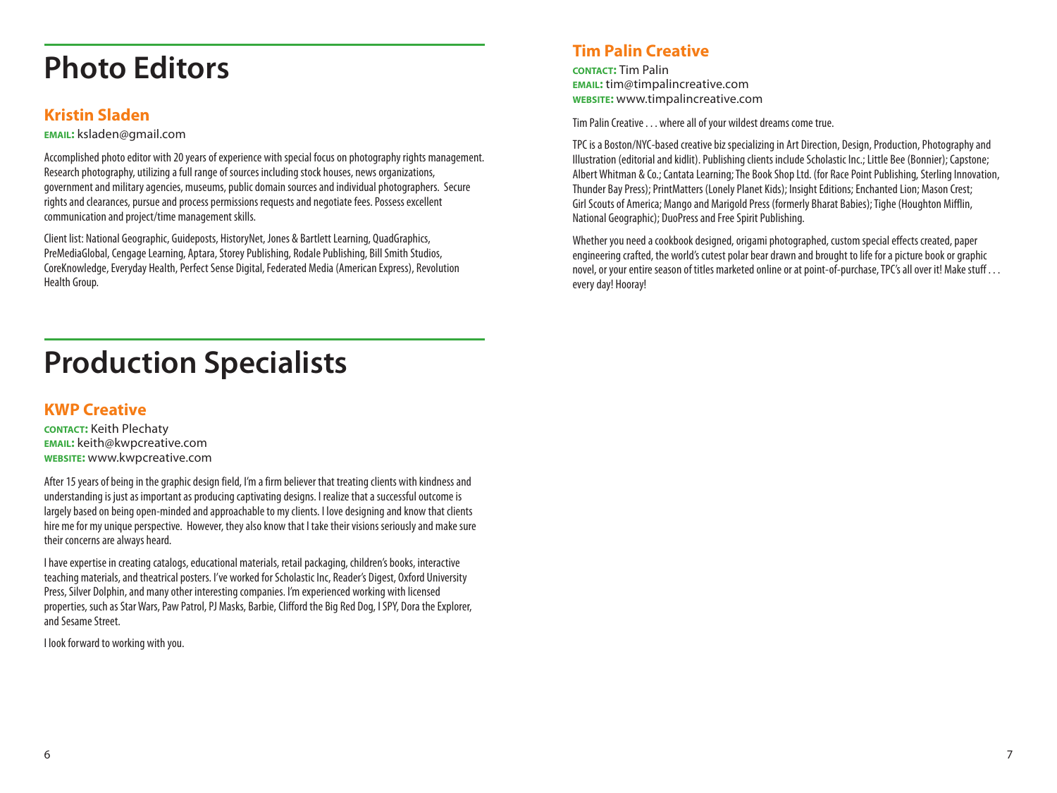# Photo Editors

## Kristin Sladen

**EMAIL:** ksladen@gmail.com

Accomplished photo editor with 20 years of experience with special focus on photography rights management. Research photography, utilizing a full range of sources including stock houses, news organizations, government and military agencies, museums, public domain sources and individual photographers. Secure rights and clearances, pursue and process permissions requests and negotiate fees. Possess excellent communication and project/time management skills.

Client list: National Geographic, Guideposts, HistoryNet, Jones & Bartlett Learning, QuadGraphics, PreMediaGlobal, Cengage Learning, Aptara, Storey Publishing, Rodale Publishing, Bill Smith Studios, CoreKnowledge, Everyday Health, Perfect Sense Digital, Federated Media (American Express), Revolution Health Group.

# Production Specialists

## KWP Creative

**CONTACT:** Keith Plechaty
**EMAIL:** keith@kwpcreative.com
**WEBSITE:** www.kwpcreative.com

After 15 years of being in the graphic design field, I'm a firm believer that treating clients with kindness and understanding is just as important as producing captivating designs. I realize that a successful outcome is largely based on being open-minded and approachable to my clients. I love designing and know that clients hire me for my unique perspective. However, they also know that I take their visions seriously and make sure their concerns are always heard.

I have expertise in creating catalogs, educational materials, retail packaging, children's books, interactive teaching materials, and theatrical posters. I've worked for Scholastic Inc, Reader's Digest, Oxford University Press, Silver Dolphin, and many other interesting companies. I'm experienced working with licensed properties, such as Star Wars, Paw Patrol, PJ Masks, Barbie, Clifford the Big Red Dog, I SPY, Dora the Explorer, and Sesame Street.

I look forward to working with you.

## Tim Palin Creative

**CONTACT:** Tim Palin
**EMAIL:** tim@timpalincreative.com
**WEBSITE:** www.timpalincreative.com

Tim Palin Creative . . . where all of your wildest dreams come true.

TPC is a Boston/NYC-based creative biz specializing in Art Direction, Design, Production, Photography and Illustration (editorial and kidlit). Publishing clients include Scholastic Inc.; Little Bee (Bonnier); Capstone; Albert Whitman & Co.; Cantata Learning; The Book Shop Ltd. (for Race Point Publishing, Sterling Innovation, Thunder Bay Press); PrintMatters (Lonely Planet Kids); Insight Editions; Enchanted Lion; Mason Crest; Girl Scouts of America; Mango and Marigold Press (formerly Bharat Babies); Tighe (Houghton Mifflin, National Geographic); DuoPress and Free Spirit Publishing.

Whether you need a cookbook designed, origami photographed, custom special effects created, paper engineering crafted, the world's cutest polar bear drawn and brought to life for a picture book or graphic novel, or your entire season of titles marketed online or at point-of-purchase, TPC's all over it! Make stuff . . . every day! Hooray!